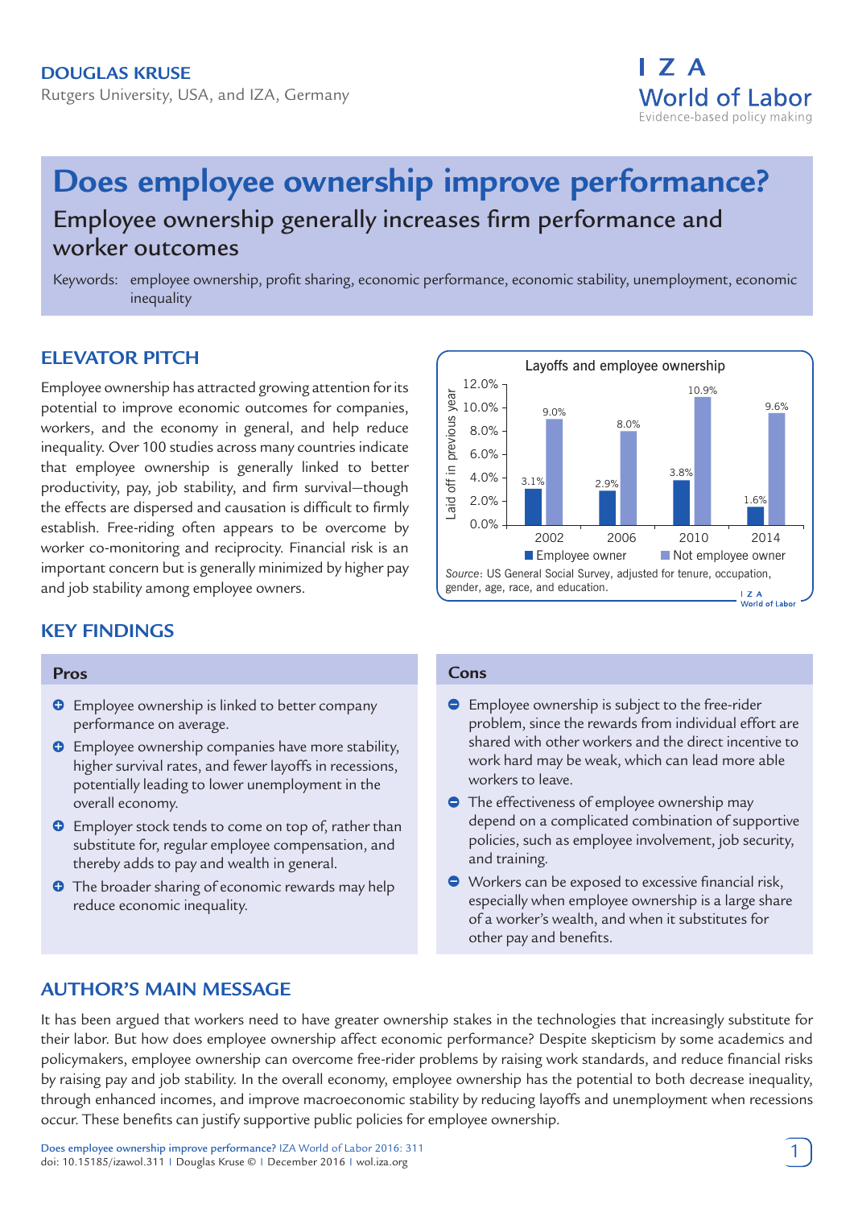**DOUGLAS KRUSE**

Rutgers University, USA, and IZA, Germany

# Does employee ownership improve performance?

## Employee ownership generally increases firm performance and worker outcomes

Keywords: employee ownership, profit sharing, economic performance, economic stability, unemployment, economic inequality

## ELEVATOR PITCH

Employee ownership has attracted growing attention for its potential to improve economic outcomes for companies, workers, and the economy in general, and help reduce inequality. Over 100 studies across many countries indicate that employee ownership is generally linked to better productivity, pay, job stability, and firm survival—though the effects are dispersed and causation is difficult to firmly establish. Free-riding often appears to be overcome by worker co-monitoring and reciprocity. Financial risk is an important concern but is generally minimized by higher pay and job stability among employee owners.

**Layoffs and employee ownership**

Laid off in previous year:

| Year | Employee owner | Not employee owner |
|---|---|---|
| 2002 | 3.1% | 9.0% |
| 2006 | 2.9% | 8.0% |
| 2010 | 3.8% | 10.9% |
| 2014 | 1.6% | 9.6% |

*Source*: US General Social Survey, adjusted for tenure, occupation, gender, age, race, and education.

## KEY FINDINGS

### Pros

- Employee ownership is linked to better company performance on average.
- Employee ownership companies have more stability, higher survival rates, and fewer layoffs in recessions, potentially leading to lower unemployment in the overall economy.
- Employer stock tends to come on top of, rather than substitute for, regular employee compensation, and thereby adds to pay and wealth in general.
- The broader sharing of economic rewards may help reduce economic inequality.

### Cons

- Employee ownership is subject to the free-rider problem, since the rewards from individual effort are shared with other workers and the direct incentive to work hard may be weak, which can lead more able workers to leave.
- The effectiveness of employee ownership may depend on a complicated combination of supportive policies, such as employee involvement, job security, and training.
- Workers can be exposed to excessive financial risk, especially when employee ownership is a large share of a worker's wealth, and when it substitutes for other pay and benefits.

## AUTHOR'S MAIN MESSAGE

It has been argued that workers need to have greater ownership stakes in the technologies that increasingly substitute for their labor. But how does employee ownership affect economic performance? Despite skepticism by some academics and policymakers, employee ownership can overcome free-rider problems by raising work standards, and reduce financial risks by raising pay and job stability. In the overall economy, employee ownership has the potential to both decrease inequality, through enhanced incomes, and improve macroeconomic stability by reducing layoffs and unemployment when recessions occur. These benefits can justify supportive public policies for employee ownership.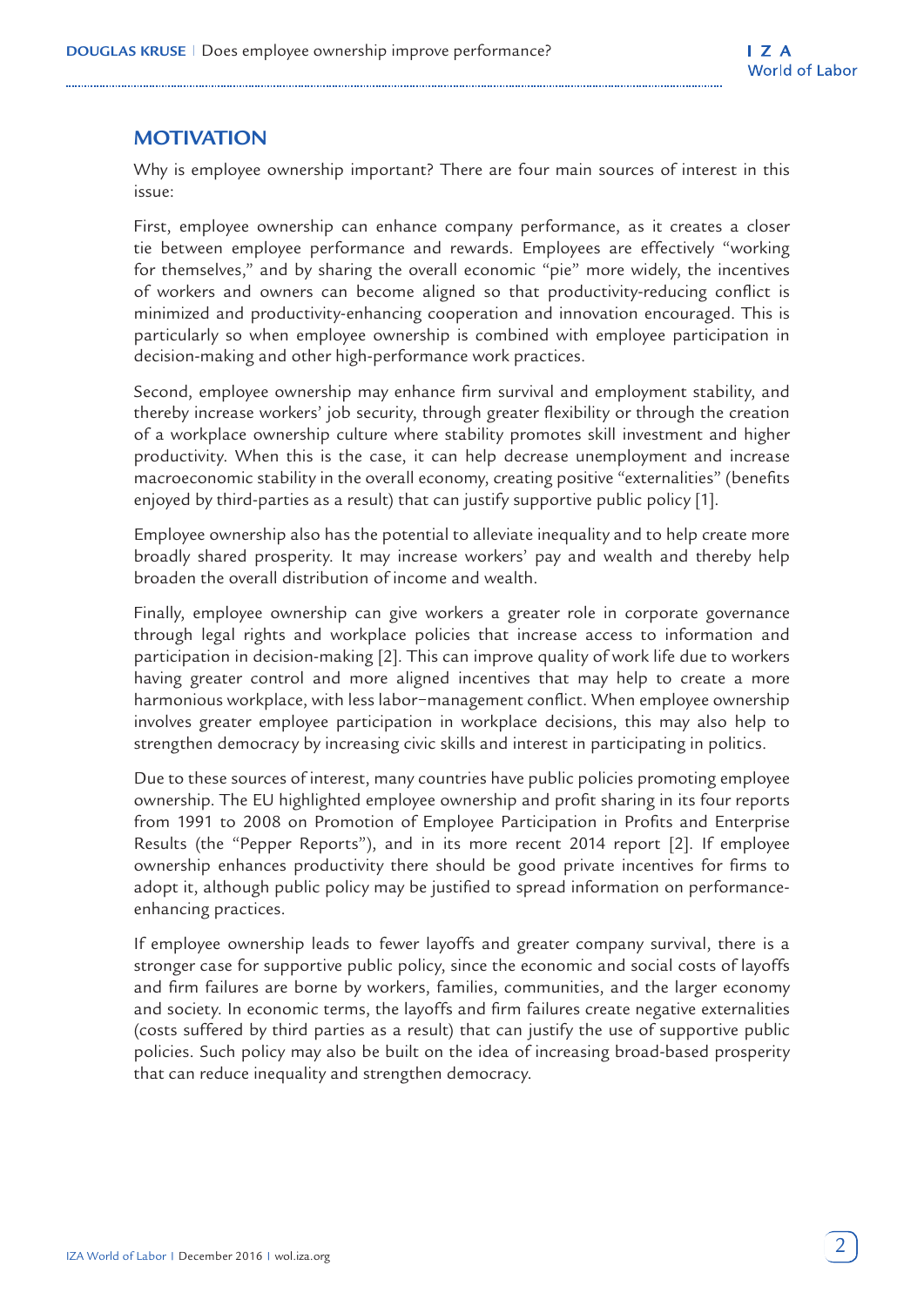## MOTIVATION

Why is employee ownership important? There are four main sources of interest in this issue:

First, employee ownership can enhance company performance, as it creates a closer tie between employee performance and rewards. Employees are effectively "working for themselves," and by sharing the overall economic "pie" more widely, the incentives of workers and owners can become aligned so that productivity-reducing conflict is minimized and productivity-enhancing cooperation and innovation encouraged. This is particularly so when employee ownership is combined with employee participation in decision-making and other high-performance work practices.

Second, employee ownership may enhance firm survival and employment stability, and thereby increase workers' job security, through greater flexibility or through the creation of a workplace ownership culture where stability promotes skill investment and higher productivity. When this is the case, it can help decrease unemployment and increase macroeconomic stability in the overall economy, creating positive "externalities" (benefits enjoyed by third-parties as a result) that can justify supportive public policy [1].

Employee ownership also has the potential to alleviate inequality and to help create more broadly shared prosperity. It may increase workers' pay and wealth and thereby help broaden the overall distribution of income and wealth.

Finally, employee ownership can give workers a greater role in corporate governance through legal rights and workplace policies that increase access to information and participation in decision-making [2]. This can improve quality of work life due to workers having greater control and more aligned incentives that may help to create a more harmonious workplace, with less labor–management conflict. When employee ownership involves greater employee participation in workplace decisions, this may also help to strengthen democracy by increasing civic skills and interest in participating in politics.

Due to these sources of interest, many countries have public policies promoting employee ownership. The EU highlighted employee ownership and profit sharing in its four reports from 1991 to 2008 on Promotion of Employee Participation in Profits and Enterprise Results (the "Pepper Reports"), and in its more recent 2014 report [2]. If employee ownership enhances productivity there should be good private incentives for firms to adopt it, although public policy may be justified to spread information on performance-enhancing practices.

If employee ownership leads to fewer layoffs and greater company survival, there is a stronger case for supportive public policy, since the economic and social costs of layoffs and firm failures are borne by workers, families, communities, and the larger economy and society. In economic terms, the layoffs and firm failures create negative externalities (costs suffered by third parties as a result) that can justify the use of supportive public policies. Such policy may also be built on the idea of increasing broad-based prosperity that can reduce inequality and strengthen democracy.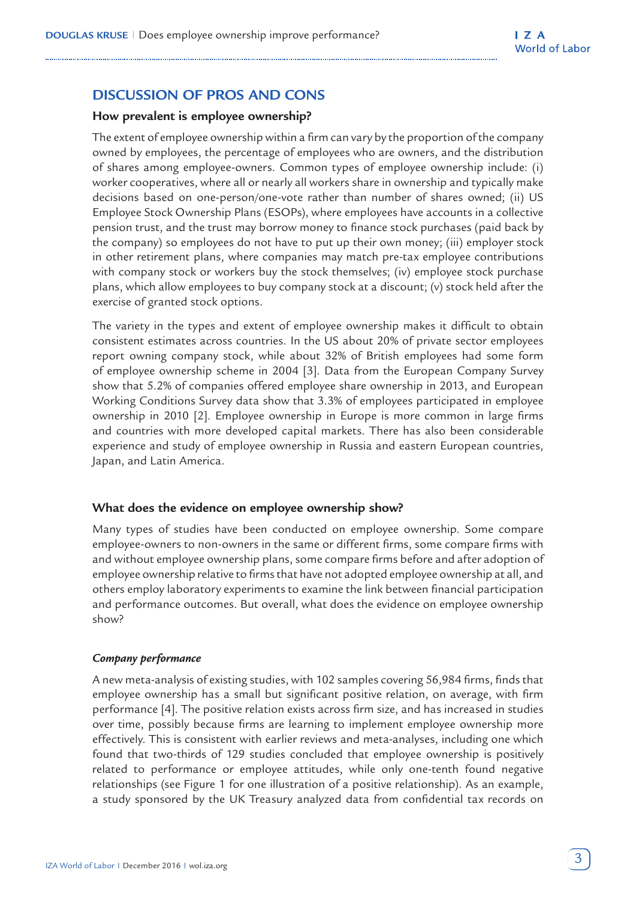## DISCUSSION OF PROS AND CONS

### How prevalent is employee ownership?

The extent of employee ownership within a firm can vary by the proportion of the company owned by employees, the percentage of employees who are owners, and the distribution of shares among employee-owners. Common types of employee ownership include: (i) worker cooperatives, where all or nearly all workers share in ownership and typically make decisions based on one-person/one-vote rather than number of shares owned; (ii) US Employee Stock Ownership Plans (ESOPs), where employees have accounts in a collective pension trust, and the trust may borrow money to finance stock purchases (paid back by the company) so employees do not have to put up their own money; (iii) employer stock in other retirement plans, where companies may match pre-tax employee contributions with company stock or workers buy the stock themselves; (iv) employee stock purchase plans, which allow employees to buy company stock at a discount; (v) stock held after the exercise of granted stock options.

The variety in the types and extent of employee ownership makes it difficult to obtain consistent estimates across countries. In the US about 20% of private sector employees report owning company stock, while about 32% of British employees had some form of employee ownership scheme in 2004 [3]. Data from the European Company Survey show that 5.2% of companies offered employee share ownership in 2013, and European Working Conditions Survey data show that 3.3% of employees participated in employee ownership in 2010 [2]. Employee ownership in Europe is more common in large firms and countries with more developed capital markets. There has also been considerable experience and study of employee ownership in Russia and eastern European countries, Japan, and Latin America.

### What does the evidence on employee ownership show?

Many types of studies have been conducted on employee ownership. Some compare employee-owners to non-owners in the same or different firms, some compare firms with and without employee ownership plans, some compare firms before and after adoption of employee ownership relative to firms that have not adopted employee ownership at all, and others employ laboratory experiments to examine the link between financial participation and performance outcomes. But overall, what does the evidence on employee ownership show?

#### *Company performance*

A new meta-analysis of existing studies, with 102 samples covering 56,984 firms, finds that employee ownership has a small but significant positive relation, on average, with firm performance [4]. The positive relation exists across firm size, and has increased in studies over time, possibly because firms are learning to implement employee ownership more effectively. This is consistent with earlier reviews and meta-analyses, including one which found that two-thirds of 129 studies concluded that employee ownership is positively related to performance or employee attitudes, while only one-tenth found negative relationships (see Figure 1 for one illustration of a positive relationship). As an example, a study sponsored by the UK Treasury analyzed data from confidential tax records on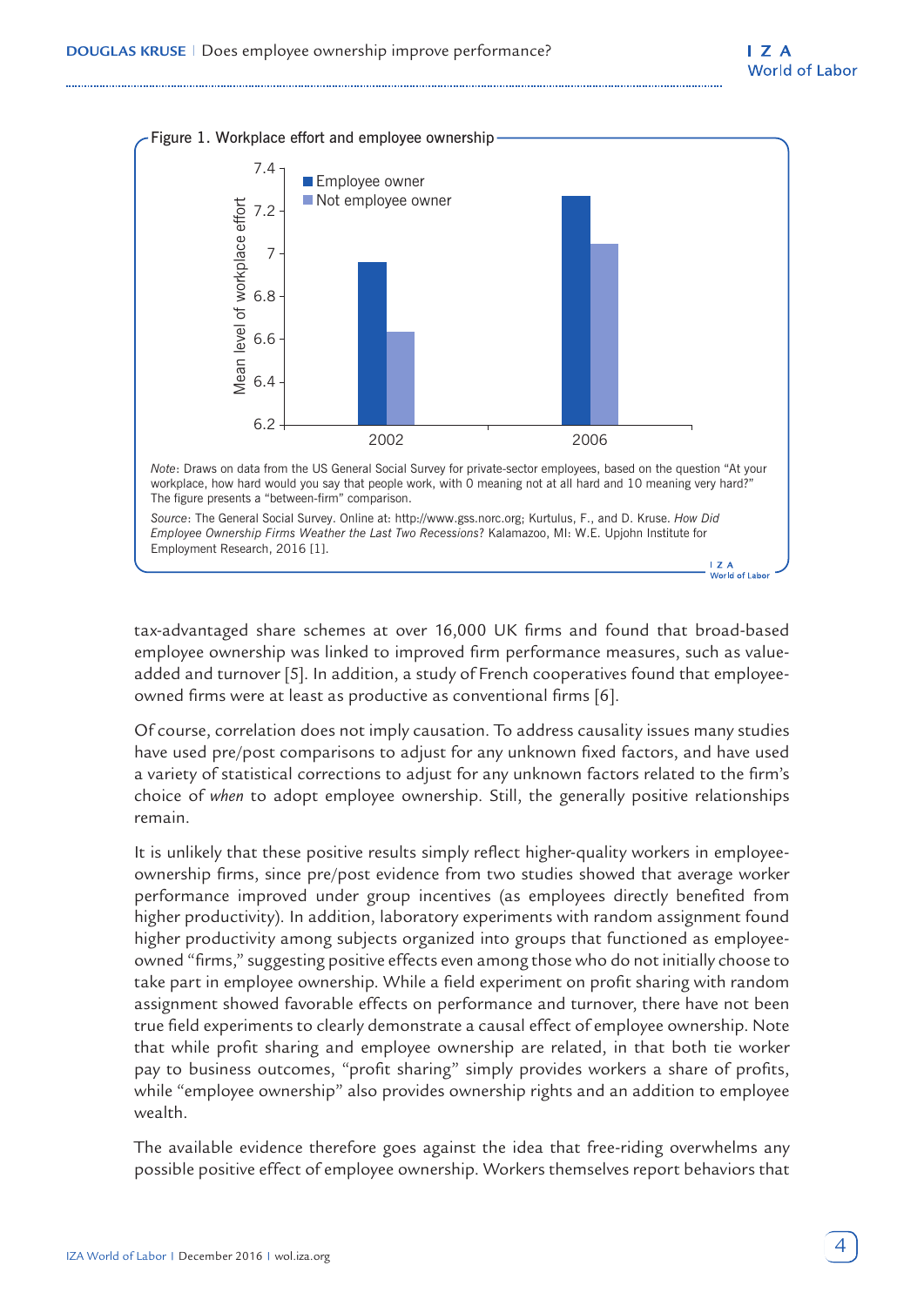Figure 1. Workplace effort and employee ownership

*Note*: Draws on data from the US General Social Survey for private-sector employees, based on the question "At your workplace, how hard would you say that people work, with 0 meaning not at all hard and 10 meaning very hard?" The figure presents a "between-firm" comparison.

*Source*: The General Social Survey. Online at: http://www.gss.norc.org; Kurtulus, F., and D. Kruse. *How Did Employee Ownership Firms Weather the Last Two Recessions?* Kalamazoo, MI: W.E. Upjohn Institute for Employment Research, 2016 [1].

tax-advantaged share schemes at over 16,000 UK firms and found that broad-based employee ownership was linked to improved firm performance measures, such as value-added and turnover [5]. In addition, a study of French cooperatives found that employee-owned firms were at least as productive as conventional firms [6].

Of course, correlation does not imply causation. To address causality issues many studies have used pre/post comparisons to adjust for any unknown fixed factors, and have used a variety of statistical corrections to adjust for any unknown factors related to the firm's choice of *when* to adopt employee ownership. Still, the generally positive relationships remain.

It is unlikely that these positive results simply reflect higher-quality workers in employee-ownership firms, since pre/post evidence from two studies showed that average worker performance improved under group incentives (as employees directly benefited from higher productivity). In addition, laboratory experiments with random assignment found higher productivity among subjects organized into groups that functioned as employee-owned "firms," suggesting positive effects even among those who do not initially choose to take part in employee ownership. While a field experiment on profit sharing with random assignment showed favorable effects on performance and turnover, there have not been true field experiments to clearly demonstrate a causal effect of employee ownership. Note that while profit sharing and employee ownership are related, in that both tie worker pay to business outcomes, "profit sharing" simply provides workers a share of profits, while "employee ownership" also provides ownership rights and an addition to employee wealth.

The available evidence therefore goes against the idea that free-riding overwhelms any possible positive effect of employee ownership. Workers themselves report behaviors that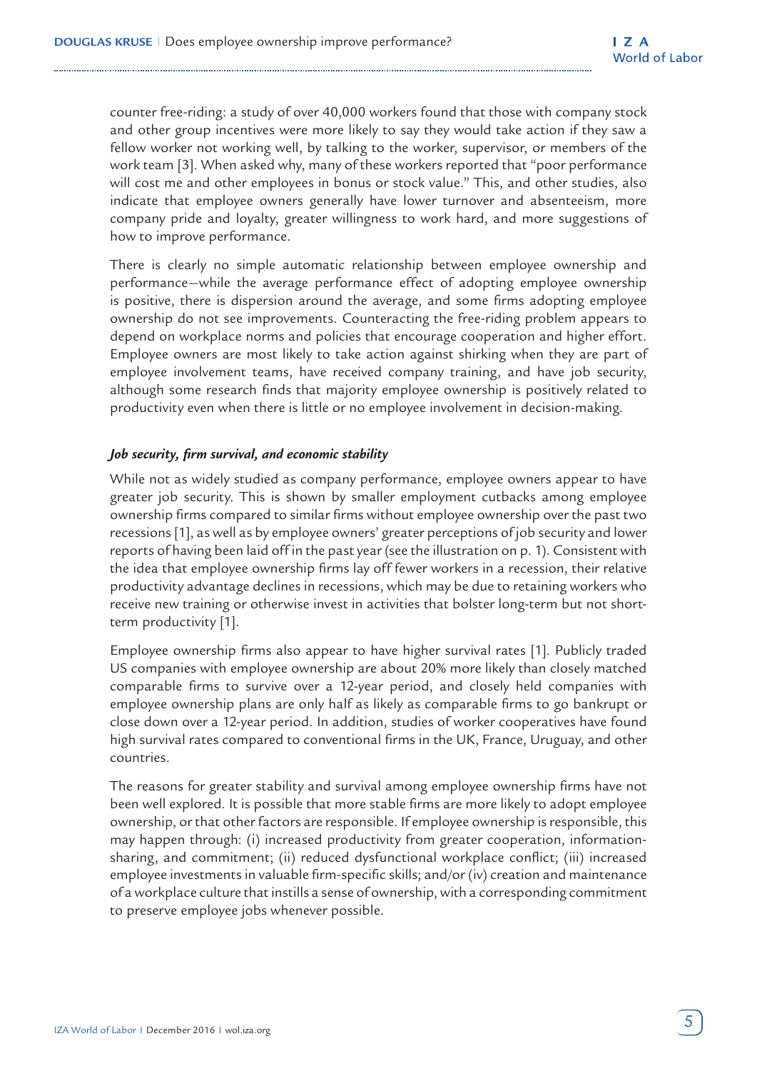counter free-riding: a study of over 40,000 workers found that those with company stock and other group incentives were more likely to say they would take action if they saw a fellow worker not working well, by talking to the worker, supervisor, or members of the work team [3]. When asked why, many of these workers reported that "poor performance will cost me and other employees in bonus or stock value." This, and other studies, also indicate that employee owners generally have lower turnover and absenteeism, more company pride and loyalty, greater willingness to work hard, and more suggestions of how to improve performance.

There is clearly no simple automatic relationship between employee ownership and performance—while the average performance effect of adopting employee ownership is positive, there is dispersion around the average, and some firms adopting employee ownership do not see improvements. Counteracting the free-riding problem appears to depend on workplace norms and policies that encourage cooperation and higher effort. Employee owners are most likely to take action against shirking when they are part of employee involvement teams, have received company training, and have job security, although some research finds that majority employee ownership is positively related to productivity even when there is little or no employee involvement in decision-making.

### *Job security, firm survival, and economic stability*

While not as widely studied as company performance, employee owners appear to have greater job security. This is shown by smaller employment cutbacks among employee ownership firms compared to similar firms without employee ownership over the past two recessions [1], as well as by employee owners' greater perceptions of job security and lower reports of having been laid off in the past year (see the illustration on p. 1). Consistent with the idea that employee ownership firms lay off fewer workers in a recession, their relative productivity advantage declines in recessions, which may be due to retaining workers who receive new training or otherwise invest in activities that bolster long-term but not short-term productivity [1].

Employee ownership firms also appear to have higher survival rates [1]. Publicly traded US companies with employee ownership are about 20% more likely than closely matched comparable firms to survive over a 12-year period, and closely held companies with employee ownership plans are only half as likely as comparable firms to go bankrupt or close down over a 12-year period. In addition, studies of worker cooperatives have found high survival rates compared to conventional firms in the UK, France, Uruguay, and other countries.

The reasons for greater stability and survival among employee ownership firms have not been well explored. It is possible that more stable firms are more likely to adopt employee ownership, or that other factors are responsible. If employee ownership is responsible, this may happen through: (i) increased productivity from greater cooperation, information-sharing, and commitment; (ii) reduced dysfunctional workplace conflict; (iii) increased employee investments in valuable firm-specific skills; and/or (iv) creation and maintenance of a workplace culture that instills a sense of ownership, with a corresponding commitment to preserve employee jobs whenever possible.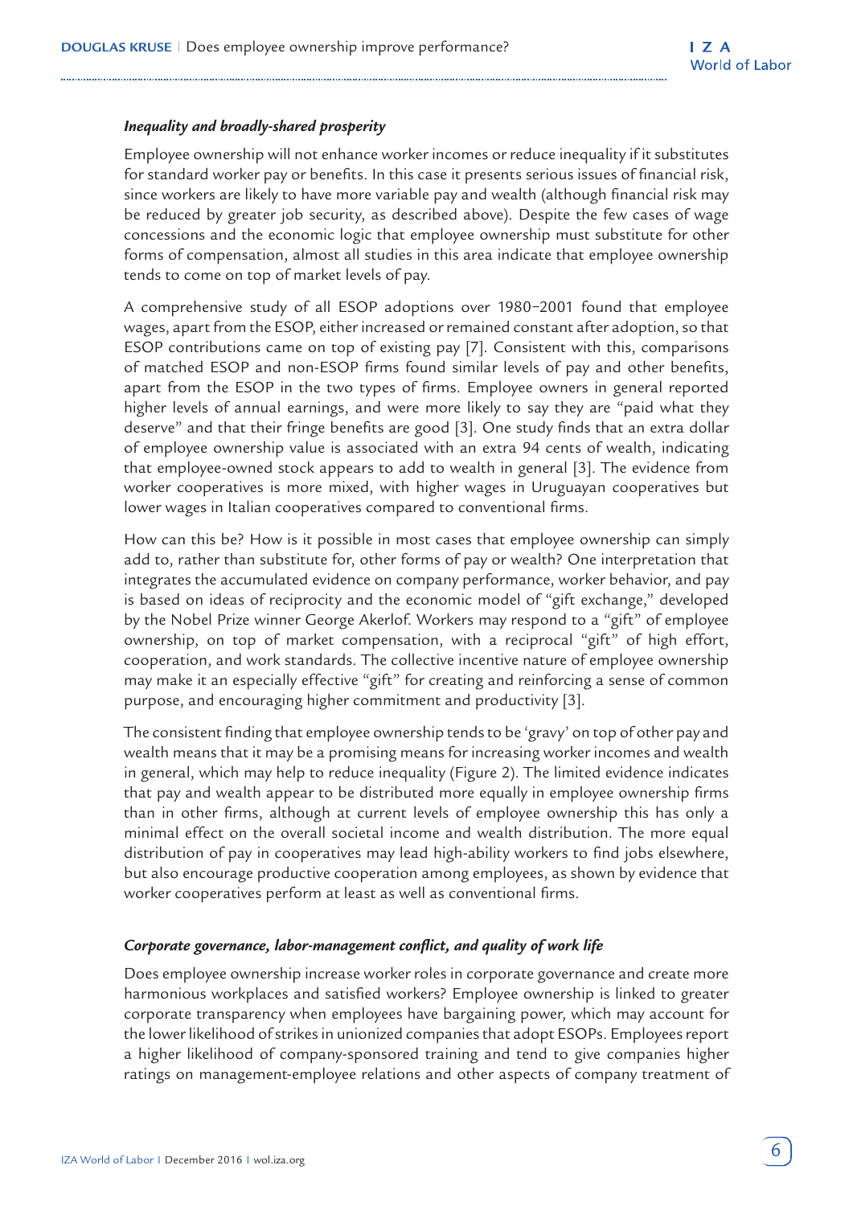### *Inequality and broadly-shared prosperity*

Employee ownership will not enhance worker incomes or reduce inequality if it substitutes for standard worker pay or benefits. In this case it presents serious issues of financial risk, since workers are likely to have more variable pay and wealth (although financial risk may be reduced by greater job security, as described above). Despite the few cases of wage concessions and the economic logic that employee ownership must substitute for other forms of compensation, almost all studies in this area indicate that employee ownership tends to come on top of market levels of pay.

A comprehensive study of all ESOP adoptions over 1980–2001 found that employee wages, apart from the ESOP, either increased or remained constant after adoption, so that ESOP contributions came on top of existing pay [7]. Consistent with this, comparisons of matched ESOP and non-ESOP firms found similar levels of pay and other benefits, apart from the ESOP in the two types of firms. Employee owners in general reported higher levels of annual earnings, and were more likely to say they are "paid what they deserve" and that their fringe benefits are good [3]. One study finds that an extra dollar of employee ownership value is associated with an extra 94 cents of wealth, indicating that employee-owned stock appears to add to wealth in general [3]. The evidence from worker cooperatives is more mixed, with higher wages in Uruguayan cooperatives but lower wages in Italian cooperatives compared to conventional firms.

How can this be? How is it possible in most cases that employee ownership can simply add to, rather than substitute for, other forms of pay or wealth? One interpretation that integrates the accumulated evidence on company performance, worker behavior, and pay is based on ideas of reciprocity and the economic model of "gift exchange," developed by the Nobel Prize winner George Akerlof. Workers may respond to a "gift" of employee ownership, on top of market compensation, with a reciprocal "gift" of high effort, cooperation, and work standards. The collective incentive nature of employee ownership may make it an especially effective "gift" for creating and reinforcing a sense of common purpose, and encouraging higher commitment and productivity [3].

The consistent finding that employee ownership tends to be 'gravy' on top of other pay and wealth means that it may be a promising means for increasing worker incomes and wealth in general, which may help to reduce inequality (Figure 2). The limited evidence indicates that pay and wealth appear to be distributed more equally in employee ownership firms than in other firms, although at current levels of employee ownership this has only a minimal effect on the overall societal income and wealth distribution. The more equal distribution of pay in cooperatives may lead high-ability workers to find jobs elsewhere, but also encourage productive cooperation among employees, as shown by evidence that worker cooperatives perform at least as well as conventional firms.

### *Corporate governance, labor-management conflict, and quality of work life*

Does employee ownership increase worker roles in corporate governance and create more harmonious workplaces and satisfied workers? Employee ownership is linked to greater corporate transparency when employees have bargaining power, which may account for the lower likelihood of strikes in unionized companies that adopt ESOPs. Employees report a higher likelihood of company-sponsored training and tend to give companies higher ratings on management-employee relations and other aspects of company treatment of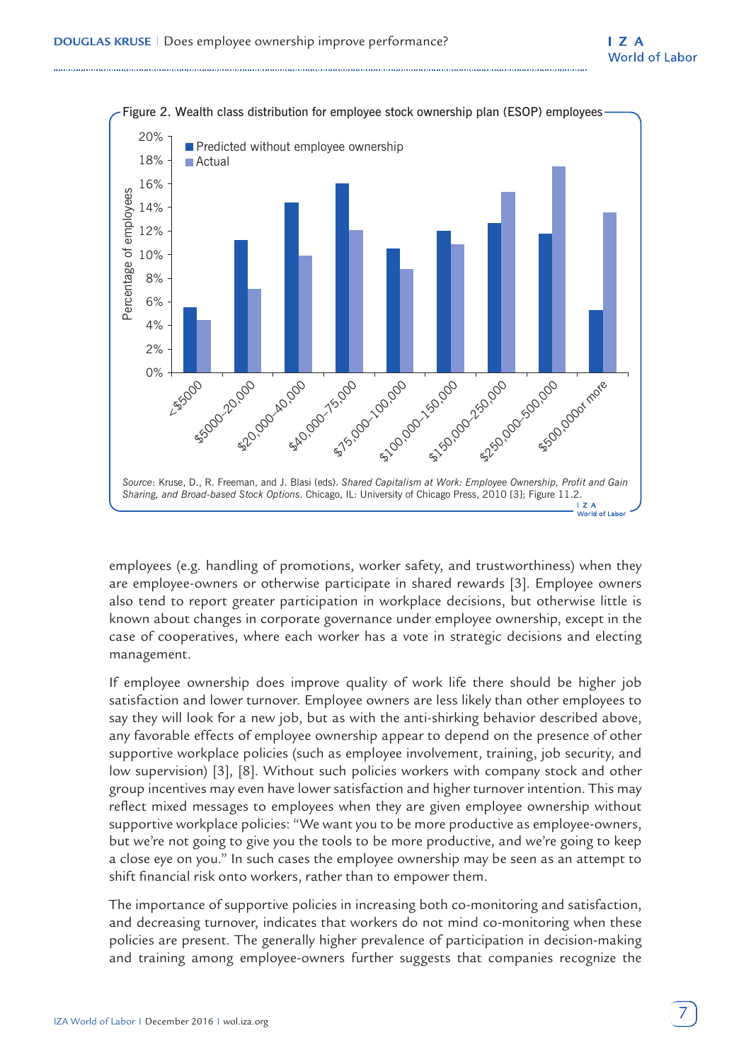Figure 2. Wealth class distribution for employee stock ownership plan (ESOP) employees

*Source*: Kruse, D., R. Freeman, and J. Blasi (eds). *Shared Capitalism at Work: Employee Ownership, Profit and Gain Sharing, and Broad-based Stock Options*. Chicago, IL: University of Chicago Press, 2010 [3]; Figure 11.2.

employees (e.g. handling of promotions, worker safety, and trustworthiness) when they are employee-owners or otherwise participate in shared rewards [3]. Employee owners also tend to report greater participation in workplace decisions, but otherwise little is known about changes in corporate governance under employee ownership, except in the case of cooperatives, where each worker has a vote in strategic decisions and electing management.

If employee ownership does improve quality of work life there should be higher job satisfaction and lower turnover. Employee owners are less likely than other employees to say they will look for a new job, but as with the anti-shirking behavior described above, any favorable effects of employee ownership appear to depend on the presence of other supportive workplace policies (such as employee involvement, training, job security, and low supervision) [3], [8]. Without such policies workers with company stock and other group incentives may even have lower satisfaction and higher turnover intention. This may reflect mixed messages to employees when they are given employee ownership without supportive workplace policies: "We want you to be more productive as employee-owners, but we're not going to give you the tools to be more productive, and we're going to keep a close eye on you." In such cases the employee ownership may be seen as an attempt to shift financial risk onto workers, rather than to empower them.

The importance of supportive policies in increasing both co-monitoring and satisfaction, and decreasing turnover, indicates that workers do not mind co-monitoring when these policies are present. The generally higher prevalence of participation in decision-making and training among employee-owners further suggests that companies recognize the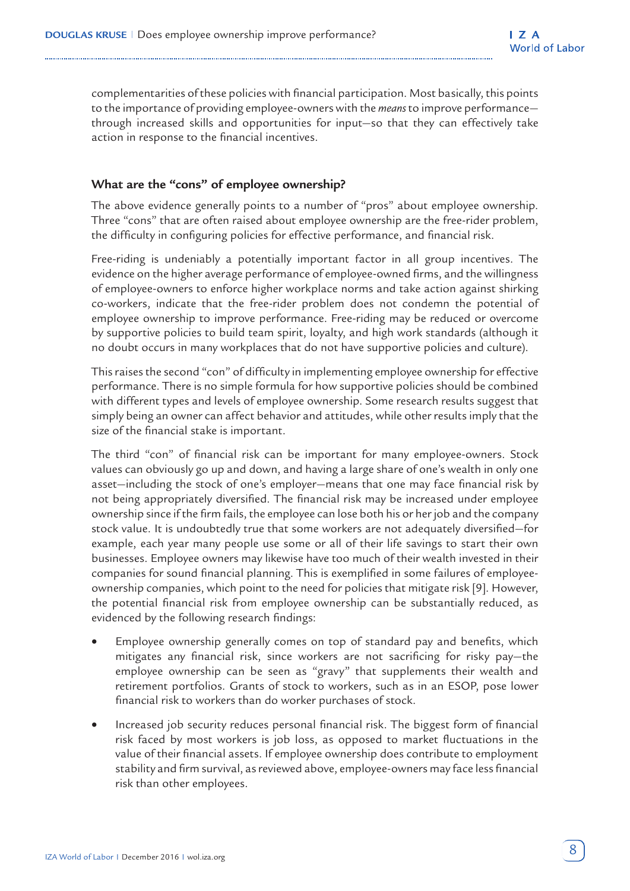complementarities of these policies with financial participation. Most basically, this points to the importance of providing employee-owners with the *means* to improve performance—through increased skills and opportunities for input—so that they can effectively take action in response to the financial incentives.

### What are the "cons" of employee ownership?

The above evidence generally points to a number of "pros" about employee ownership. Three "cons" that are often raised about employee ownership are the free-rider problem, the difficulty in configuring policies for effective performance, and financial risk.

Free-riding is undeniably a potentially important factor in all group incentives. The evidence on the higher average performance of employee-owned firms, and the willingness of employee-owners to enforce higher workplace norms and take action against shirking co-workers, indicate that the free-rider problem does not condemn the potential of employee ownership to improve performance. Free-riding may be reduced or overcome by supportive policies to build team spirit, loyalty, and high work standards (although it no doubt occurs in many workplaces that do not have supportive policies and culture).

This raises the second "con" of difficulty in implementing employee ownership for effective performance. There is no simple formula for how supportive policies should be combined with different types and levels of employee ownership. Some research results suggest that simply being an owner can affect behavior and attitudes, while other results imply that the size of the financial stake is important.

The third "con" of financial risk can be important for many employee-owners. Stock values can obviously go up and down, and having a large share of one's wealth in only one asset—including the stock of one's employer—means that one may face financial risk by not being appropriately diversified. The financial risk may be increased under employee ownership since if the firm fails, the employee can lose both his or her job and the company stock value. It is undoubtedly true that some workers are not adequately diversified—for example, each year many people use some or all of their life savings to start their own businesses. Employee owners may likewise have too much of their wealth invested in their companies for sound financial planning. This is exemplified in some failures of employee-ownership companies, which point to the need for policies that mitigate risk [9]. However, the potential financial risk from employee ownership can be substantially reduced, as evidenced by the following research findings:

- Employee ownership generally comes on top of standard pay and benefits, which mitigates any financial risk, since workers are not sacrificing for risky pay—the employee ownership can be seen as "gravy" that supplements their wealth and retirement portfolios. Grants of stock to workers, such as in an ESOP, pose lower financial risk to workers than do worker purchases of stock.
- Increased job security reduces personal financial risk. The biggest form of financial risk faced by most workers is job loss, as opposed to market fluctuations in the value of their financial assets. If employee ownership does contribute to employment stability and firm survival, as reviewed above, employee-owners may face less financial risk than other employees.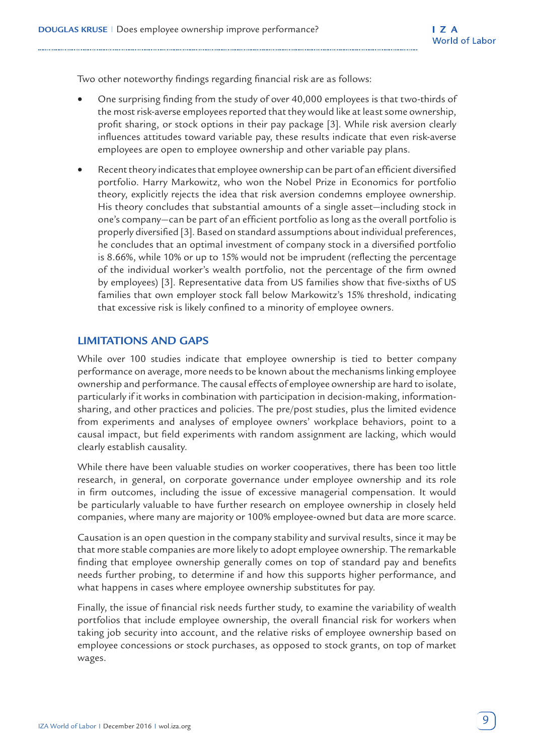Two other noteworthy findings regarding financial risk are as follows:

- One surprising finding from the study of over 40,000 employees is that two-thirds of the most risk-averse employees reported that they would like at least some ownership, profit sharing, or stock options in their pay package [3]. While risk aversion clearly influences attitudes toward variable pay, these results indicate that even risk-averse employees are open to employee ownership and other variable pay plans.
- Recent theory indicates that employee ownership can be part of an efficient diversified portfolio. Harry Markowitz, who won the Nobel Prize in Economics for portfolio theory, explicitly rejects the idea that risk aversion condemns employee ownership. His theory concludes that substantial amounts of a single asset—including stock in one's company—can be part of an efficient portfolio as long as the overall portfolio is properly diversified [3]. Based on standard assumptions about individual preferences, he concludes that an optimal investment of company stock in a diversified portfolio is 8.66%, while 10% or up to 15% would not be imprudent (reflecting the percentage of the individual worker's wealth portfolio, not the percentage of the firm owned by employees) [3]. Representative data from US families show that five-sixths of US families that own employer stock fall below Markowitz's 15% threshold, indicating that excessive risk is likely confined to a minority of employee owners.

## LIMITATIONS AND GAPS

While over 100 studies indicate that employee ownership is tied to better company performance on average, more needs to be known about the mechanisms linking employee ownership and performance. The causal effects of employee ownership are hard to isolate, particularly if it works in combination with participation in decision-making, information-sharing, and other practices and policies. The pre/post studies, plus the limited evidence from experiments and analyses of employee owners' workplace behaviors, point to a causal impact, but field experiments with random assignment are lacking, which would clearly establish causality.

While there have been valuable studies on worker cooperatives, there has been too little research, in general, on corporate governance under employee ownership and its role in firm outcomes, including the issue of excessive managerial compensation. It would be particularly valuable to have further research on employee ownership in closely held companies, where many are majority or 100% employee-owned but data are more scarce.

Causation is an open question in the company stability and survival results, since it may be that more stable companies are more likely to adopt employee ownership. The remarkable finding that employee ownership generally comes on top of standard pay and benefits needs further probing, to determine if and how this supports higher performance, and what happens in cases where employee ownership substitutes for pay.

Finally, the issue of financial risk needs further study, to examine the variability of wealth portfolios that include employee ownership, the overall financial risk for workers when taking job security into account, and the relative risks of employee ownership based on employee concessions or stock purchases, as opposed to stock grants, on top of market wages.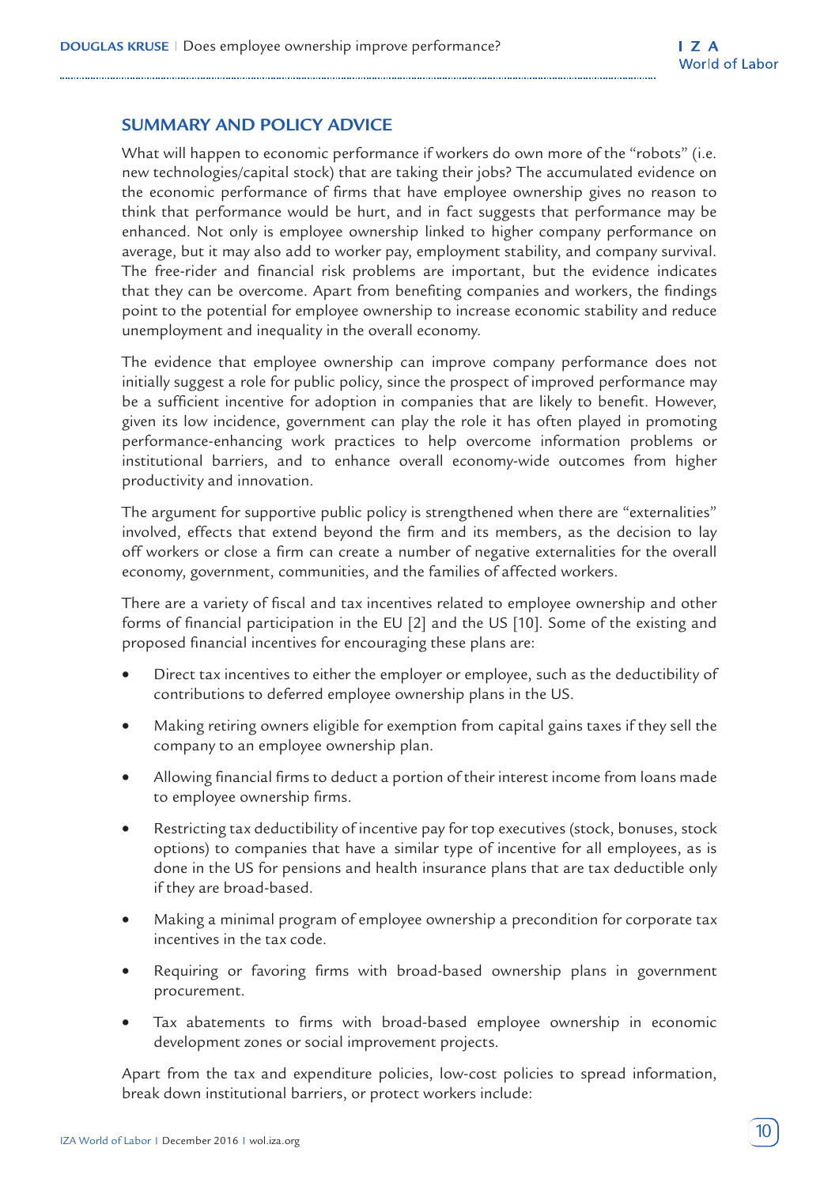## SUMMARY AND POLICY ADVICE

What will happen to economic performance if workers do own more of the "robots" (i.e. new technologies/capital stock) that are taking their jobs? The accumulated evidence on the economic performance of firms that have employee ownership gives no reason to think that performance would be hurt, and in fact suggests that performance may be enhanced. Not only is employee ownership linked to higher company performance on average, but it may also add to worker pay, employment stability, and company survival. The free-rider and financial risk problems are important, but the evidence indicates that they can be overcome. Apart from benefiting companies and workers, the findings point to the potential for employee ownership to increase economic stability and reduce unemployment and inequality in the overall economy.

The evidence that employee ownership can improve company performance does not initially suggest a role for public policy, since the prospect of improved performance may be a sufficient incentive for adoption in companies that are likely to benefit. However, given its low incidence, government can play the role it has often played in promoting performance-enhancing work practices to help overcome information problems or institutional barriers, and to enhance overall economy-wide outcomes from higher productivity and innovation.

The argument for supportive public policy is strengthened when there are "externalities" involved, effects that extend beyond the firm and its members, as the decision to lay off workers or close a firm can create a number of negative externalities for the overall economy, government, communities, and the families of affected workers.

There are a variety of fiscal and tax incentives related to employee ownership and other forms of financial participation in the EU [2] and the US [10]. Some of the existing and proposed financial incentives for encouraging these plans are:

- Direct tax incentives to either the employer or employee, such as the deductibility of contributions to deferred employee ownership plans in the US.
- Making retiring owners eligible for exemption from capital gains taxes if they sell the company to an employee ownership plan.
- Allowing financial firms to deduct a portion of their interest income from loans made to employee ownership firms.
- Restricting tax deductibility of incentive pay for top executives (stock, bonuses, stock options) to companies that have a similar type of incentive for all employees, as is done in the US for pensions and health insurance plans that are tax deductible only if they are broad-based.
- Making a minimal program of employee ownership a precondition for corporate tax incentives in the tax code.
- Requiring or favoring firms with broad-based ownership plans in government procurement.
- Tax abatements to firms with broad-based employee ownership in economic development zones or social improvement projects.

Apart from the tax and expenditure policies, low-cost policies to spread information, break down institutional barriers, or protect workers include: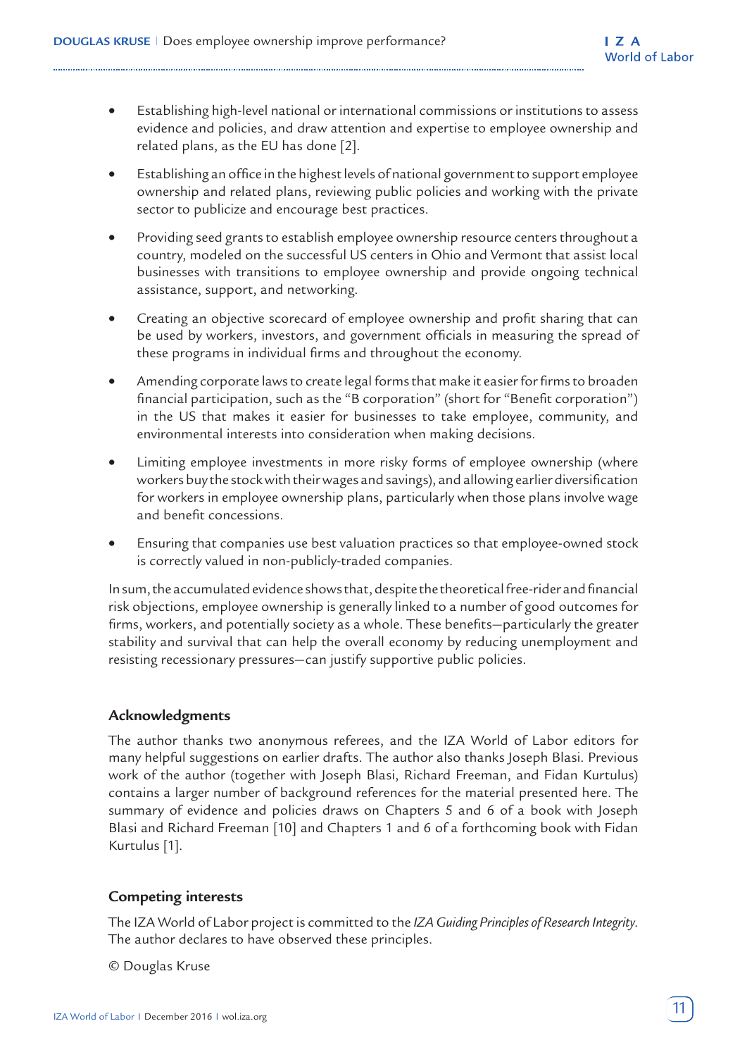- Establishing high-level national or international commissions or institutions to assess evidence and policies, and draw attention and expertise to employee ownership and related plans, as the EU has done [2].
- Establishing an office in the highest levels of national government to support employee ownership and related plans, reviewing public policies and working with the private sector to publicize and encourage best practices.
- Providing seed grants to establish employee ownership resource centers throughout a country, modeled on the successful US centers in Ohio and Vermont that assist local businesses with transitions to employee ownership and provide ongoing technical assistance, support, and networking.
- Creating an objective scorecard of employee ownership and profit sharing that can be used by workers, investors, and government officials in measuring the spread of these programs in individual firms and throughout the economy.
- Amending corporate laws to create legal forms that make it easier for firms to broaden financial participation, such as the "B corporation" (short for "Benefit corporation") in the US that makes it easier for businesses to take employee, community, and environmental interests into consideration when making decisions.
- Limiting employee investments in more risky forms of employee ownership (where workers buy the stock with their wages and savings), and allowing earlier diversification for workers in employee ownership plans, particularly when those plans involve wage and benefit concessions.
- Ensuring that companies use best valuation practices so that employee-owned stock is correctly valued in non-publicly-traded companies.

In sum, the accumulated evidence shows that, despite the theoretical free-rider and financial risk objections, employee ownership is generally linked to a number of good outcomes for firms, workers, and potentially society as a whole. These benefits—particularly the greater stability and survival that can help the overall economy by reducing unemployment and resisting recessionary pressures—can justify supportive public policies.

### Acknowledgments

The author thanks two anonymous referees, and the IZA World of Labor editors for many helpful suggestions on earlier drafts. The author also thanks Joseph Blasi. Previous work of the author (together with Joseph Blasi, Richard Freeman, and Fidan Kurtulus) contains a larger number of background references for the material presented here. The summary of evidence and policies draws on Chapters 5 and 6 of a book with Joseph Blasi and Richard Freeman [10] and Chapters 1 and 6 of a forthcoming book with Fidan Kurtulus [1].

### Competing interests

The IZA World of Labor project is committed to the *IZA Guiding Principles of Research Integrity*. The author declares to have observed these principles.

© Douglas Kruse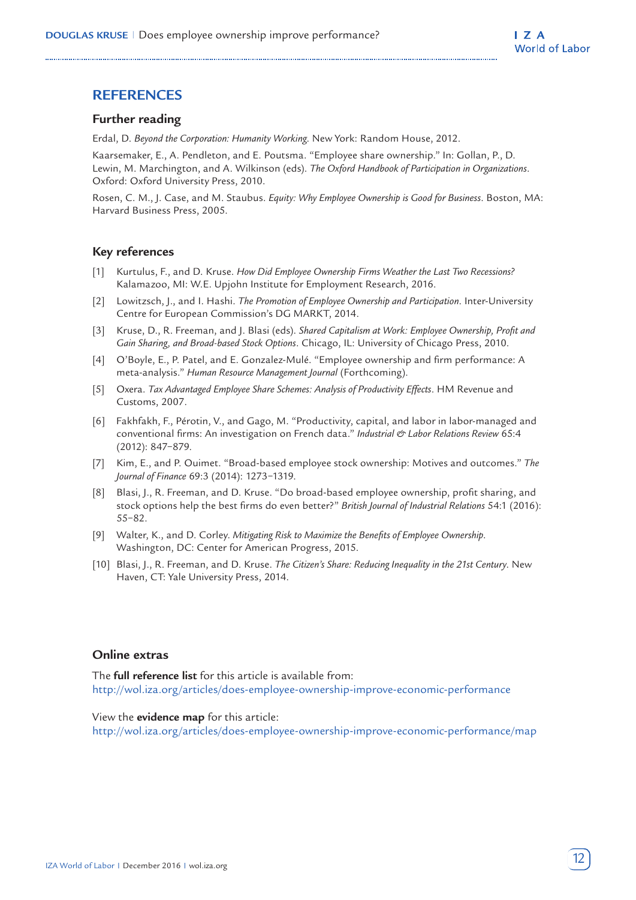## REFERENCES

### Further reading

Erdal, D. *Beyond the Corporation: Humanity Working*. New York: Random House, 2012.

Kaarsemaker, E., A. Pendleton, and E. Poutsma. "Employee share ownership." In: Gollan, P., D. Lewin, M. Marchington, and A. Wilkinson (eds). *The Oxford Handbook of Participation in Organizations*. Oxford: Oxford University Press, 2010.

Rosen, C. M., J. Case, and M. Staubus. *Equity: Why Employee Ownership is Good for Business*. Boston, MA: Harvard Business Press, 2005.

### Key references

[1] Kurtulus, F., and D. Kruse. *How Did Employee Ownership Firms Weather the Last Two Recessions?* Kalamazoo, MI: W.E. Upjohn Institute for Employment Research, 2016.

[2] Lowitzsch, J., and I. Hashi. *The Promotion of Employee Ownership and Participation*. Inter-University Centre for European Commission's DG MARKT, 2014.

[3] Kruse, D., R. Freeman, and J. Blasi (eds). *Shared Capitalism at Work: Employee Ownership, Profit and Gain Sharing, and Broad-based Stock Options*. Chicago, IL: University of Chicago Press, 2010.

[4] O'Boyle, E., P. Patel, and E. Gonzalez-Mulé. "Employee ownership and firm performance: A meta-analysis." *Human Resource Management Journal* (Forthcoming).

[5] Oxera. *Tax Advantaged Employee Share Schemes: Analysis of Productivity Effects*. HM Revenue and Customs, 2007.

[6] Fakhfakh, F., Pérotin, V., and Gago, M. "Productivity, capital, and labor in labor-managed and conventional firms: An investigation on French data." *Industrial & Labor Relations Review* 65:4 (2012): 847–879.

[7] Kim, E., and P. Ouimet. "Broad-based employee stock ownership: Motives and outcomes." *The Journal of Finance* 69:3 (2014): 1273–1319.

[8] Blasi, J., R. Freeman, and D. Kruse. "Do broad-based employee ownership, profit sharing, and stock options help the best firms do even better?" *British Journal of Industrial Relations* 54:1 (2016): 55–82.

[9] Walter, K., and D. Corley. *Mitigating Risk to Maximize the Benefits of Employee Ownership*. Washington, DC: Center for American Progress, 2015.

[10] Blasi, J., R. Freeman, and D. Kruse. *The Citizen's Share: Reducing Inequality in the 21st Century*. New Haven, CT: Yale University Press, 2014.

### Online extras

The **full reference list** for this article is available from:
http://wol.iza.org/articles/does-employee-ownership-improve-economic-performance

View the **evidence map** for this article:
http://wol.iza.org/articles/does-employee-ownership-improve-economic-performance/map